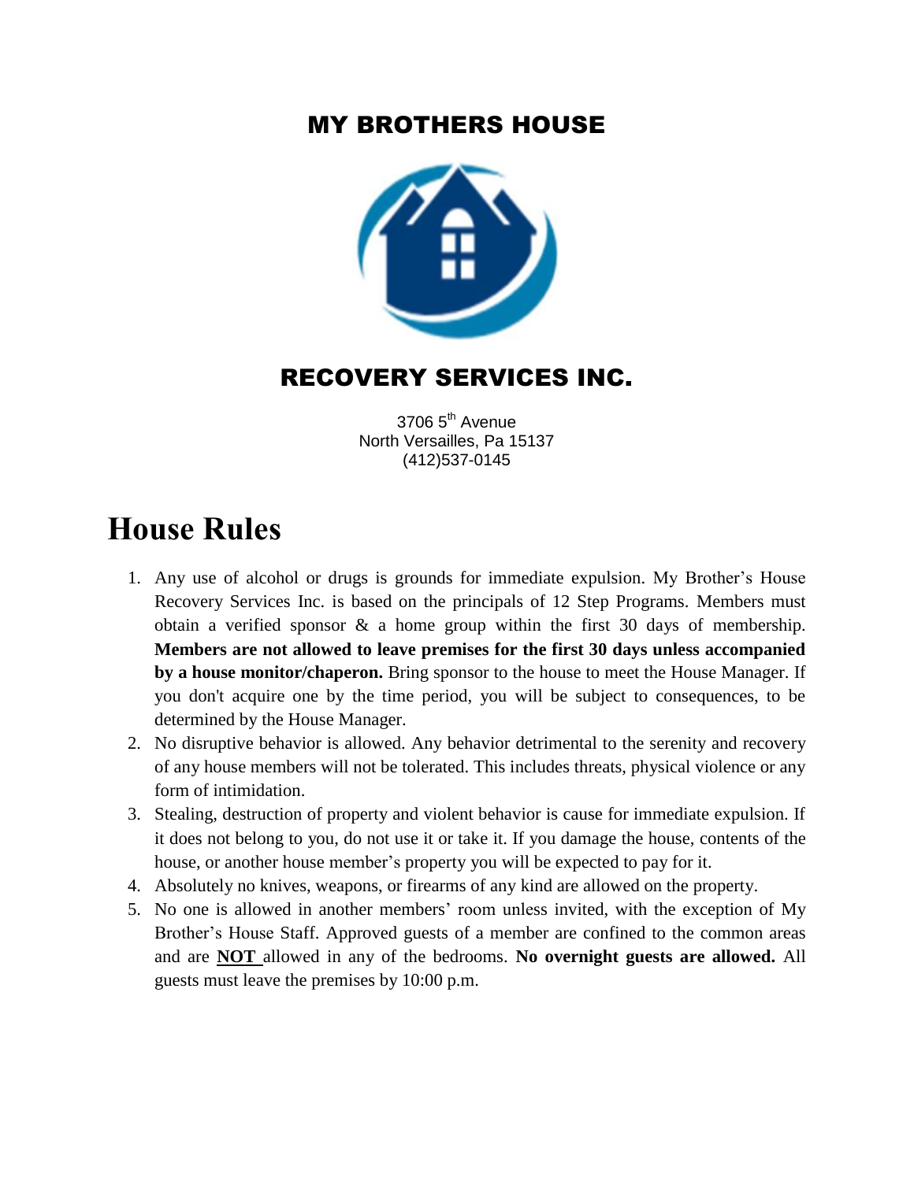# MY BROTHERS HOUSE

# RECOVERY SERVICES INC.

3706 5th Avenue
North Versailles, Pa 15137
(412)537-0145

# House Rules

1. Any use of alcohol or drugs is grounds for immediate expulsion. My Brother's House Recovery Services Inc. is based on the principals of 12 Step Programs. Members must obtain a verified sponsor & a home group within the first 30 days of membership. **Members are not allowed to leave premises for the first 30 days unless accompanied by a house monitor/chaperon.** Bring sponsor to the house to meet the House Manager. If you don't acquire one by the time period, you will be subject to consequences, to be determined by the House Manager.
2. No disruptive behavior is allowed. Any behavior detrimental to the serenity and recovery of any house members will not be tolerated. This includes threats, physical violence or any form of intimidation.
3. Stealing, destruction of property and violent behavior is cause for immediate expulsion. If it does not belong to you, do not use it or take it. If you damage the house, contents of the house, or another house member's property you will be expected to pay for it.
4. Absolutely no knives, weapons, or firearms of any kind are allowed on the property.
5. No one is allowed in another members' room unless invited, with the exception of My Brother's House Staff. Approved guests of a member are confined to the common areas and are **NOT** allowed in any of the bedrooms. **No overnight guests are allowed.** All guests must leave the premises by 10:00 p.m.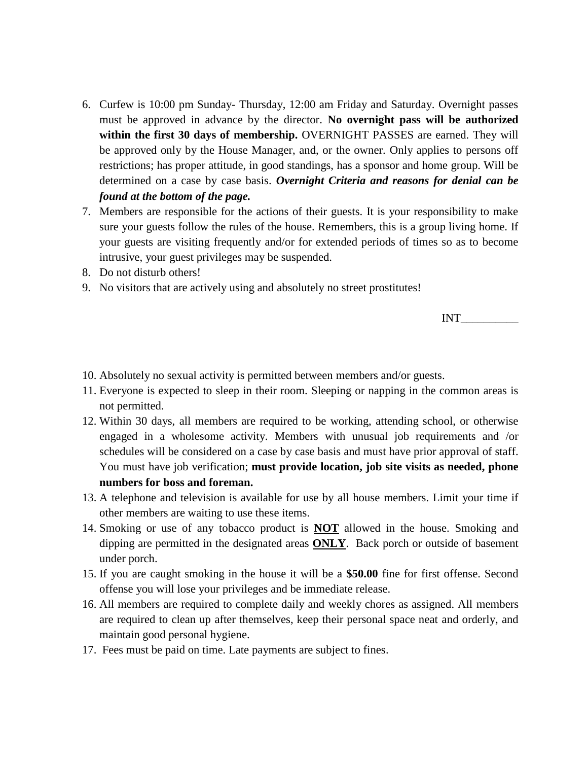6. Curfew is 10:00 pm Sunday- Thursday, 12:00 am Friday and Saturday. Overnight passes must be approved in advance by the director. **No overnight pass will be authorized within the first 30 days of membership.** OVERNIGHT PASSES are earned. They will be approved only by the House Manager, and, or the owner. Only applies to persons off restrictions; has proper attitude, in good standings, has a sponsor and home group. Will be determined on a case by case basis. ***Overnight Criteria and reasons for denial can be found at the bottom of the page.***
7. Members are responsible for the actions of their guests. It is your responsibility to make sure your guests follow the rules of the house. Remembers, this is a group living home. If your guests are visiting frequently and/or for extended periods of times so as to become intrusive, your guest privileges may be suspended.
8. Do not disturb others!
9. No visitors that are actively using and absolutely no street prostitutes!

INT__________

10. Absolutely no sexual activity is permitted between members and/or guests.
11. Everyone is expected to sleep in their room. Sleeping or napping in the common areas is not permitted.
12. Within 30 days, all members are required to be working, attending school, or otherwise engaged in a wholesome activity. Members with unusual job requirements and /or schedules will be considered on a case by case basis and must have prior approval of staff. You must have job verification; **must provide location, job site visits as needed, phone numbers for boss and foreman.**
13. A telephone and television is available for use by all house members. Limit your time if other members are waiting to use these items.
14. Smoking or use of any tobacco product is **NOT** allowed in the house. Smoking and dipping are permitted in the designated areas **ONLY**. Back porch or outside of basement under porch.
15. If you are caught smoking in the house it will be a **$50.00** fine for first offense. Second offense you will lose your privileges and be immediate release.
16. All members are required to complete daily and weekly chores as assigned. All members are required to clean up after themselves, keep their personal space neat and orderly, and maintain good personal hygiene.
17. Fees must be paid on time. Late payments are subject to fines.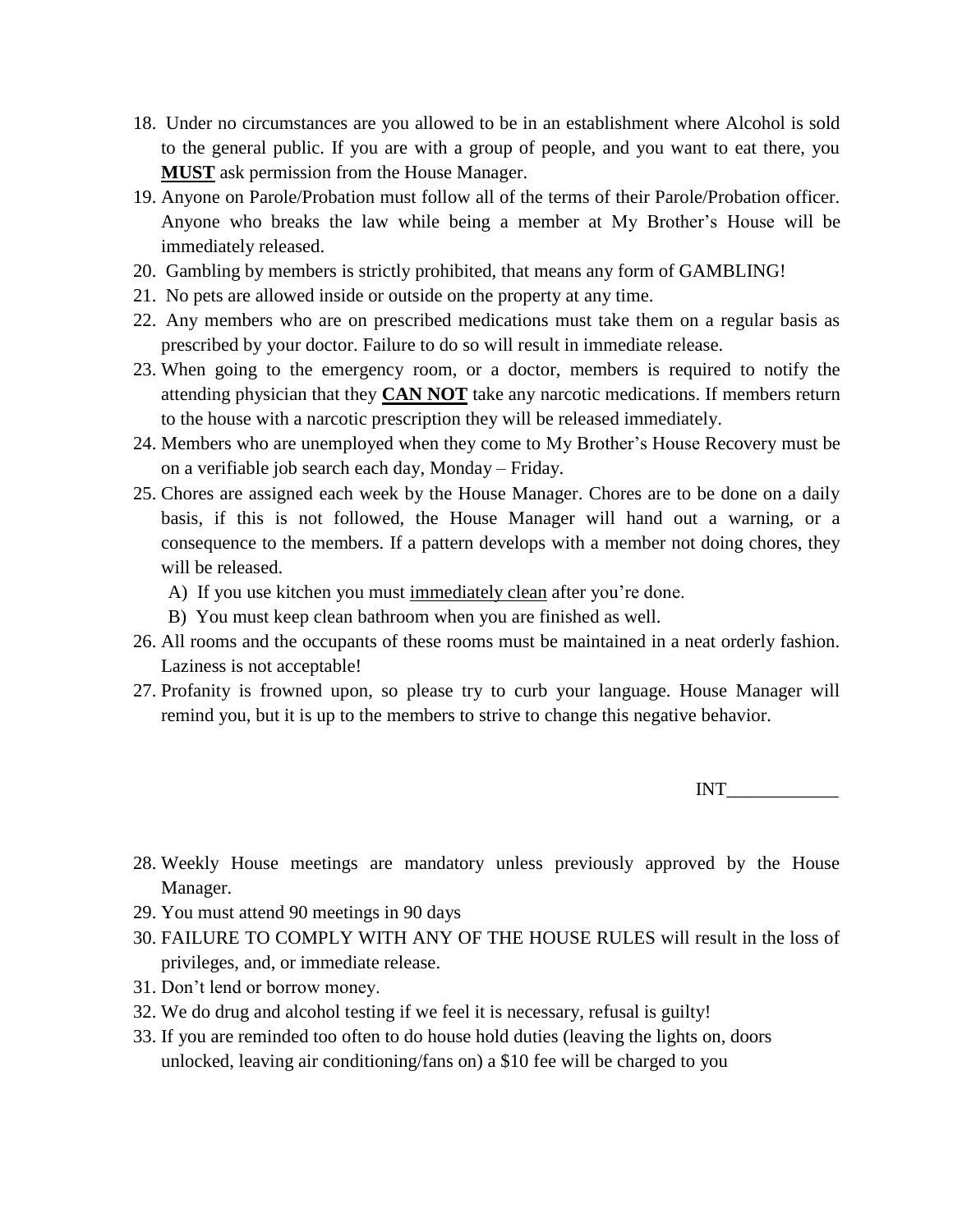18. Under no circumstances are you allowed to be in an establishment where Alcohol is sold to the general public. If you are with a group of people, and you want to eat there, you **<u>MUST</u>** ask permission from the House Manager.
19. Anyone on Parole/Probation must follow all of the terms of their Parole/Probation officer. Anyone who breaks the law while being a member at My Brother's House will be immediately released.
20. Gambling by members is strictly prohibited, that means any form of GAMBLING!
21. No pets are allowed inside or outside on the property at any time.
22. Any members who are on prescribed medications must take them on a regular basis as prescribed by your doctor. Failure to do so will result in immediate release.
23. When going to the emergency room, or a doctor, members is required to notify the attending physician that they **<u>CAN NOT</u>** take any narcotic medications. If members return to the house with a narcotic prescription they will be released immediately.
24. Members who are unemployed when they come to My Brother's House Recovery must be on a verifiable job search each day, Monday – Friday.
25. Chores are assigned each week by the House Manager. Chores are to be done on a daily basis, if this is not followed, the House Manager will hand out a warning, or a consequence to the members. If a pattern develops with a member not doing chores, they will be released.
    A) If you use kitchen you must <u>immediately clean</u> after you're done.
    B) You must keep clean bathroom when you are finished as well.
26. All rooms and the occupants of these rooms must be maintained in a neat orderly fashion. Laziness is not acceptable!
27. Profanity is frowned upon, so please try to curb your language. House Manager will remind you, but it is up to the members to strive to change this negative behavior.

INT____________

28. Weekly House meetings are mandatory unless previously approved by the House Manager.
29. You must attend 90 meetings in 90 days
30. FAILURE TO COMPLY WITH ANY OF THE HOUSE RULES will result in the loss of privileges, and, or immediate release.
31. Don't lend or borrow money.
32. We do drug and alcohol testing if we feel it is necessary, refusal is guilty!
33. If you are reminded too often to do house hold duties (leaving the lights on, doors unlocked, leaving air conditioning/fans on) a $10 fee will be charged to you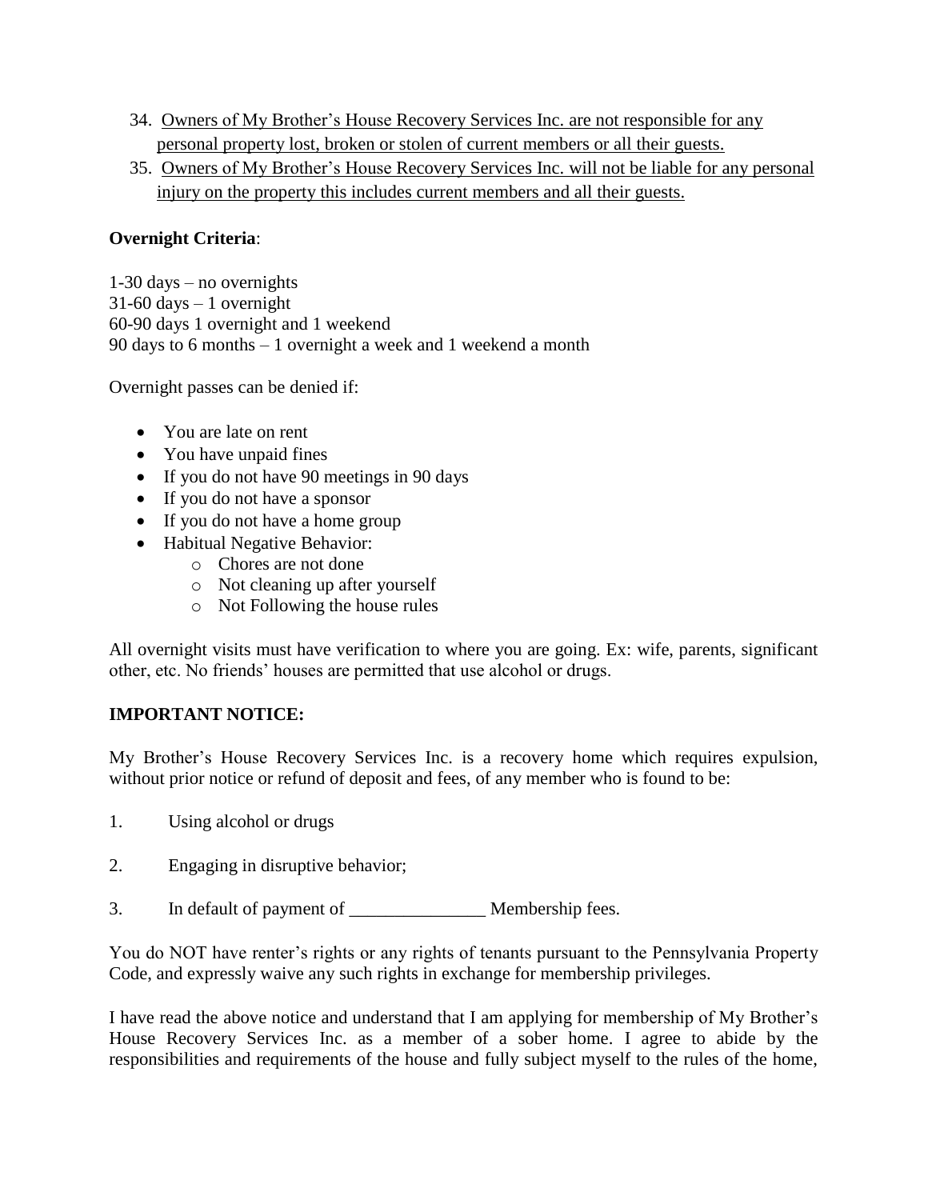34. <u>Owners of My Brother's House Recovery Services Inc. are not responsible for any personal property lost, broken or stolen of current members or all their guests.</u>
35. <u>Owners of My Brother's House Recovery Services Inc. will not be liable for any personal injury on the property this includes current members and all their guests.</u>

**Overnight Criteria**:

1-30 days – no overnights
31-60 days – 1 overnight
60-90 days 1 overnight and 1 weekend
90 days to 6 months – 1 overnight a week and 1 weekend a month

Overnight passes can be denied if:

- You are late on rent
- You have unpaid fines
- If you do not have 90 meetings in 90 days
- If you do not have a sponsor
- If you do not have a home group
- Habitual Negative Behavior:
  - Chores are not done
  - Not cleaning up after yourself
  - Not Following the house rules

All overnight visits must have verification to where you are going. Ex: wife, parents, significant other, etc. No friends' houses are permitted that use alcohol or drugs.

**IMPORTANT NOTICE:**

My Brother's House Recovery Services Inc. is a recovery home which requires expulsion, without prior notice or refund of deposit and fees, of any member who is found to be:

1. Using alcohol or drugs
2. Engaging in disruptive behavior;
3. In default of payment of _______________ Membership fees.

You do NOT have renter's rights or any rights of tenants pursuant to the Pennsylvania Property Code, and expressly waive any such rights in exchange for membership privileges.

I have read the above notice and understand that I am applying for membership of My Brother's House Recovery Services Inc. as a member of a sober home. I agree to abide by the responsibilities and requirements of the house and fully subject myself to the rules of the home,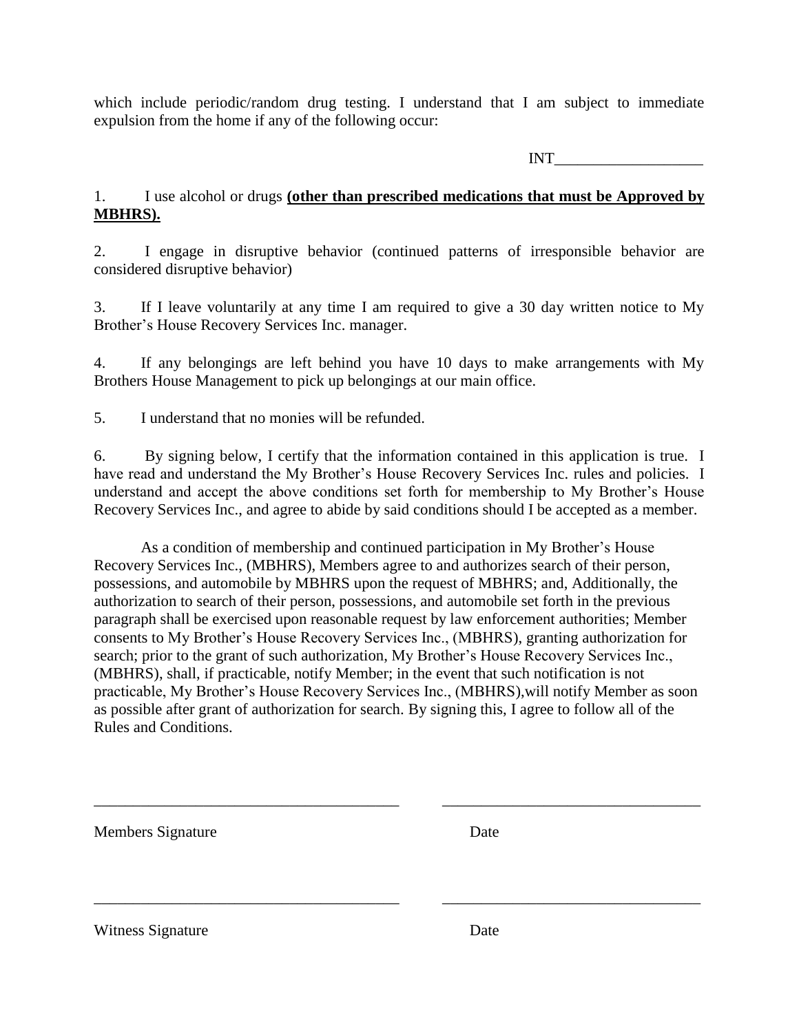which include periodic/random drug testing. I understand that I am subject to immediate expulsion from the home if any of the following occur:

INT___________________

1. I use alcohol or drugs **(other than prescribed medications that must be Approved by MBHRS).**

2. I engage in disruptive behavior (continued patterns of irresponsible behavior are considered disruptive behavior)

3. If I leave voluntarily at any time I am required to give a 30 day written notice to My Brother's House Recovery Services Inc. manager.

4. If any belongings are left behind you have 10 days to make arrangements with My Brothers House Management to pick up belongings at our main office.

5. I understand that no monies will be refunded.

6. By signing below, I certify that the information contained in this application is true. I have read and understand the My Brother's House Recovery Services Inc. rules and policies. I understand and accept the above conditions set forth for membership to My Brother's House Recovery Services Inc., and agree to abide by said conditions should I be accepted as a member.

As a condition of membership and continued participation in My Brother's House Recovery Services Inc., (MBHRS), Members agree to and authorizes search of their person, possessions, and automobile by MBHRS upon the request of MBHRS; and, Additionally, the authorization to search of their person, possessions, and automobile set forth in the previous paragraph shall be exercised upon reasonable request by law enforcement authorities; Member consents to My Brother's House Recovery Services Inc., (MBHRS), granting authorization for search; prior to the grant of such authorization, My Brother's House Recovery Services Inc., (MBHRS), shall, if practicable, notify Member; in the event that such notification is not practicable, My Brother's House Recovery Services Inc., (MBHRS),will notify Member as soon as possible after grant of authorization for search. By signing this, I agree to follow all of the Rules and Conditions.

_______________________________________ _________________________________

Members Signature Date

_______________________________________ _________________________________

Witness Signature Date